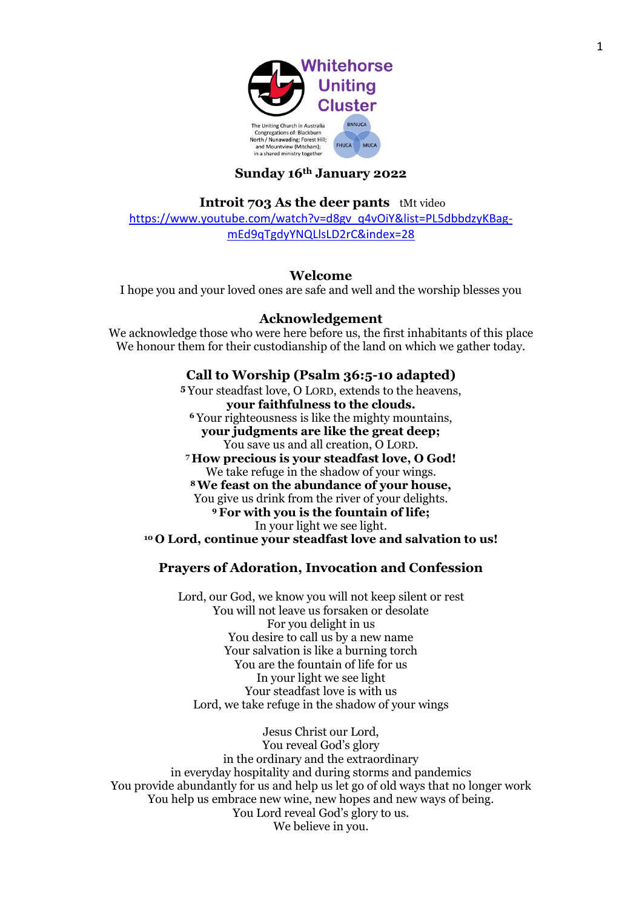Whitehorse Uniting Cluster

The Uniting Church in Australia Congregations of: Blackburn North / Nunawading; Forest Hill; and Mountview (Mitcham); in a shared ministry together

BNNUCA FHUCA MUCA

**Sunday 16th January 2022**

**Introit 703 As the deer pants** tMt video
https://www.youtube.com/watch?v=d8gv_q4vOiY&list=PL5dbbdzyKBag-mEd9qTgdyYNQLlsLD2rC&index=28

## Welcome

I hope you and your loved ones are safe and well and the worship blesses you

## Acknowledgement

We acknowledge those who were here before us, the first inhabitants of this place
We honour them for their custodianship of the land on which we gather today.

## Call to Worship (Psalm 36:5-10 adapted)

[5] Your steadfast love, O LORD, extends to the heavens,
**your faithfulness to the clouds.**
[6] Your righteousness is like the mighty mountains,
**your judgments are like the great deep;**
You save us and all creation, O LORD.
[7] **How precious is your steadfast love, O God!**
We take refuge in the shadow of your wings.
[8] **We feast on the abundance of your house,**
You give us drink from the river of your delights.
[9] **For with you is the fountain of life;**
In your light we see light.
[10] **O Lord, continue your steadfast love and salvation to us!**

## Prayers of Adoration, Invocation and Confession

Lord, our God, we know you will not keep silent or rest
You will not leave us forsaken or desolate
For you delight in us
You desire to call us by a new name
Your salvation is like a burning torch
You are the fountain of life for us
In your light we see light
Your steadfast love is with us
Lord, we take refuge in the shadow of your wings

Jesus Christ our Lord,
You reveal God's glory
in the ordinary and the extraordinary
in everyday hospitality and during storms and pandemics
You provide abundantly for us and help us let go of old ways that no longer work
You help us embrace new wine, new hopes and new ways of being.
You Lord reveal God's glory to us.
We believe in you.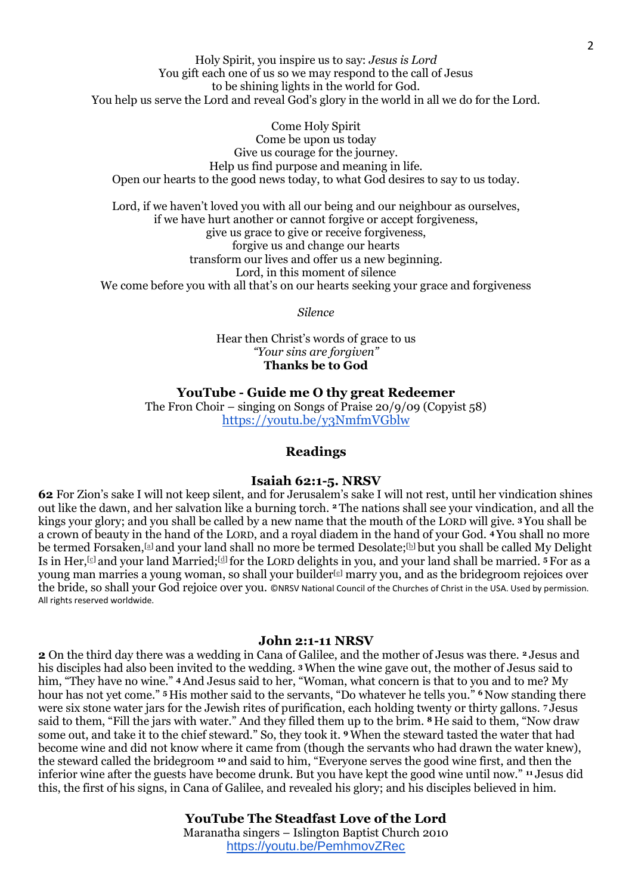Holy Spirit, you inspire us to say: *Jesus is Lord*
You gift each one of us so we may respond to the call of Jesus
to be shining lights in the world for God.
You help us serve the Lord and reveal God's glory in the world in all we do for the Lord.

Come Holy Spirit
Come be upon us today
Give us courage for the journey.
Help us find purpose and meaning in life.
Open our hearts to the good news today, to what God desires to say to us today.

Lord, if we haven't loved you with all our being and our neighbour as ourselves,
if we have hurt another or cannot forgive or accept forgiveness,
give us grace to give or receive forgiveness,
forgive us and change our hearts
transform our lives and offer us a new beginning.
Lord, in this moment of silence
We come before you with all that's on our hearts seeking your grace and forgiveness

*Silence*

Hear then Christ's words of grace to us
*"Your sins are forgiven"*
**Thanks be to God**

**YouTube - Guide me O thy great Redeemer**
The Fron Choir – singing on Songs of Praise 20/9/09 (Copyist 58)
https://youtu.be/y3NmfmVGblw

## Readings

### Isaiah 62:1-5. NRSV

**62** For Zion's sake I will not keep silent, and for Jerusalem's sake I will not rest, until her vindication shines out like the dawn, and her salvation like a burning torch. **2** The nations shall see your vindication, and all the kings your glory; and you shall be called by a new name that the mouth of the LORD will give. **3** You shall be a crown of beauty in the hand of the LORD, and a royal diadem in the hand of your God. **4** You shall no more be termed Forsaken,[a] and your land shall no more be termed Desolate;[b] but you shall be called My Delight Is in Her,[c] and your land Married;[d] for the LORD delights in you, and your land shall be married. **5** For as a young man marries a young woman, so shall your builder[e] marry you, and as the bridegroom rejoices over the bride, so shall your God rejoice over you. ©NRSV National Council of the Churches of Christ in the USA. Used by permission. All rights reserved worldwide.

### John 2:1-11 NRSV

**2** On the third day there was a wedding in Cana of Galilee, and the mother of Jesus was there. **2** Jesus and his disciples had also been invited to the wedding. **3** When the wine gave out, the mother of Jesus said to him, "They have no wine." **4** And Jesus said to her, "Woman, what concern is that to you and to me? My hour has not yet come." **5** His mother said to the servants, "Do whatever he tells you." **6** Now standing there were six stone water jars for the Jewish rites of purification, each holding twenty or thirty gallons. **7** Jesus said to them, "Fill the jars with water." And they filled them up to the brim. **8** He said to them, "Now draw some out, and take it to the chief steward." So, they took it. **9** When the steward tasted the water that had become wine and did not know where it came from (though the servants who had drawn the water knew), the steward called the bridegroom **10** and said to him, "Everyone serves the good wine first, and then the inferior wine after the guests have become drunk. But you have kept the good wine until now." **11** Jesus did this, the first of his signs, in Cana of Galilee, and revealed his glory; and his disciples believed in him.

**YouTube The Steadfast Love of the Lord**
Maranatha singers – Islington Baptist Church 2010
https://youtu.be/PemhmovZRec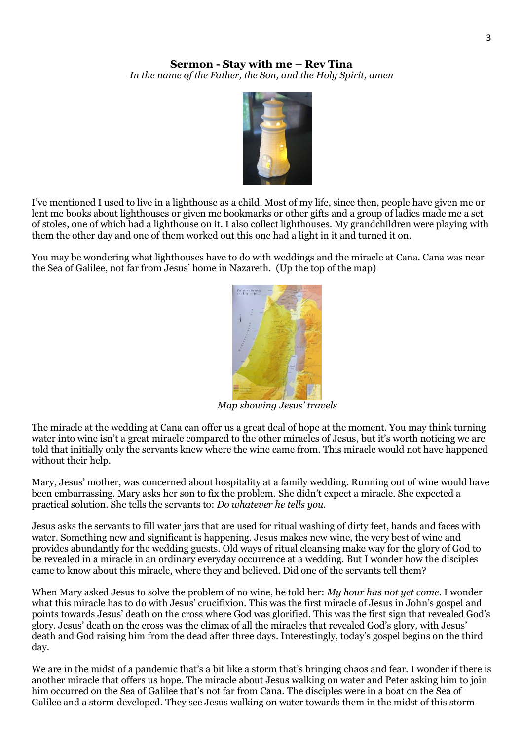**Sermon - Stay with me – Rev Tina**

*In the name of the Father, the Son, and the Holy Spirit, amen*

I've mentioned I used to live in a lighthouse as a child. Most of my life, since then, people have given me or lent me books about lighthouses or given me bookmarks or other gifts and a group of ladies made me a set of stoles, one of which had a lighthouse on it. I also collect lighthouses. My grandchildren were playing with them the other day and one of them worked out this one had a light in it and turned it on.

You may be wondering what lighthouses have to do with weddings and the miracle at Cana. Cana was near the Sea of Galilee, not far from Jesus' home in Nazareth. (Up the top of the map)

*Map showing Jesus' travels*

The miracle at the wedding at Cana can offer us a great deal of hope at the moment. You may think turning water into wine isn't a great miracle compared to the other miracles of Jesus, but it's worth noticing we are told that initially only the servants knew where the wine came from. This miracle would not have happened without their help.

Mary, Jesus' mother, was concerned about hospitality at a family wedding. Running out of wine would have been embarrassing. Mary asks her son to fix the problem. She didn't expect a miracle. She expected a practical solution. She tells the servants to: *Do whatever he tells you.*

Jesus asks the servants to fill water jars that are used for ritual washing of dirty feet, hands and faces with water. Something new and significant is happening. Jesus makes new wine, the very best of wine and provides abundantly for the wedding guests. Old ways of ritual cleansing make way for the glory of God to be revealed in a miracle in an ordinary everyday occurrence at a wedding. But I wonder how the disciples came to know about this miracle, where they and believed. Did one of the servants tell them?

When Mary asked Jesus to solve the problem of no wine, he told her: *My hour has not yet come*. I wonder what this miracle has to do with Jesus' crucifixion. This was the first miracle of Jesus in John's gospel and points towards Jesus' death on the cross where God was glorified. This was the first sign that revealed God's glory. Jesus' death on the cross was the climax of all the miracles that revealed God's glory, with Jesus' death and God raising him from the dead after three days. Interestingly, today's gospel begins on the third day.

We are in the midst of a pandemic that's a bit like a storm that's bringing chaos and fear. I wonder if there is another miracle that offers us hope. The miracle about Jesus walking on water and Peter asking him to join him occurred on the Sea of Galilee that's not far from Cana. The disciples were in a boat on the Sea of Galilee and a storm developed. They see Jesus walking on water towards them in the midst of this storm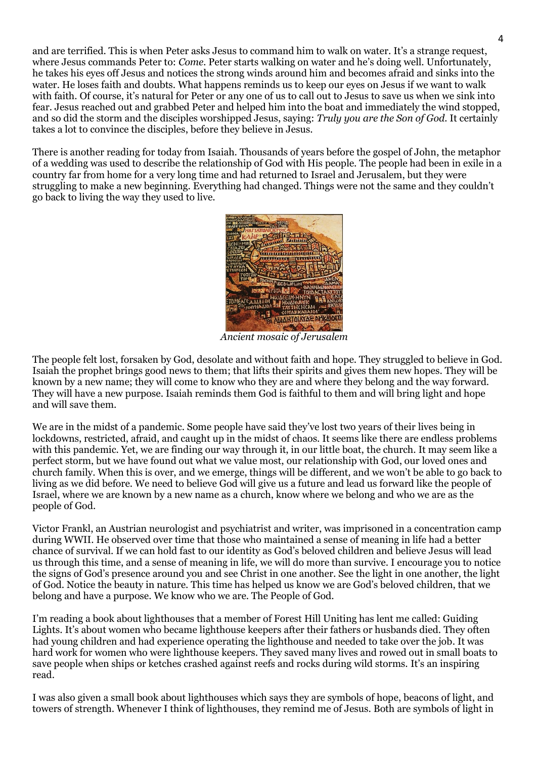and are terrified. This is when Peter asks Jesus to command him to walk on water. It's a strange request, where Jesus commands Peter to: *Come*. Peter starts walking on water and he's doing well. Unfortunately, he takes his eyes off Jesus and notices the strong winds around him and becomes afraid and sinks into the water. He loses faith and doubts. What happens reminds us to keep our eyes on Jesus if we want to walk with faith. Of course, it's natural for Peter or any one of us to call out to Jesus to save us when we sink into fear. Jesus reached out and grabbed Peter and helped him into the boat and immediately the wind stopped, and so did the storm and the disciples worshipped Jesus, saying: *Truly you are the Son of God.* It certainly takes a lot to convince the disciples, before they believe in Jesus.

There is another reading for today from Isaiah. Thousands of years before the gospel of John, the metaphor of a wedding was used to describe the relationship of God with His people. The people had been in exile in a country far from home for a very long time and had returned to Israel and Jerusalem, but they were struggling to make a new beginning. Everything had changed. Things were not the same and they couldn't go back to living the way they used to live.

*Ancient mosaic of Jerusalem*

The people felt lost, forsaken by God, desolate and without faith and hope. They struggled to believe in God. Isaiah the prophet brings good news to them; that lifts their spirits and gives them new hopes. They will be known by a new name; they will come to know who they are and where they belong and the way forward. They will have a new purpose. Isaiah reminds them God is faithful to them and will bring light and hope and will save them.

We are in the midst of a pandemic. Some people have said they've lost two years of their lives being in lockdowns, restricted, afraid, and caught up in the midst of chaos. It seems like there are endless problems with this pandemic. Yet, we are finding our way through it, in our little boat, the church. It may seem like a perfect storm, but we have found out what we value most, our relationship with God, our loved ones and church family. When this is over, and we emerge, things will be different, and we won't be able to go back to living as we did before. We need to believe God will give us a future and lead us forward like the people of Israel, where we are known by a new name as a church, know where we belong and who we are as the people of God.

Victor Frankl, an Austrian neurologist and psychiatrist and writer, was imprisoned in a concentration camp during WWII. He observed over time that those who maintained a sense of meaning in life had a better chance of survival. If we can hold fast to our identity as God's beloved children and believe Jesus will lead us through this time, and a sense of meaning in life, we will do more than survive. I encourage you to notice the signs of God's presence around you and see Christ in one another. See the light in one another, the light of God. Notice the beauty in nature. This time has helped us know we are God's beloved children, that we belong and have a purpose. We know who we are. The People of God.

I'm reading a book about lighthouses that a member of Forest Hill Uniting has lent me called: Guiding Lights. It's about women who became lighthouse keepers after their fathers or husbands died. They often had young children and had experience operating the lighthouse and needed to take over the job. It was hard work for women who were lighthouse keepers. They saved many lives and rowed out in small boats to save people when ships or ketches crashed against reefs and rocks during wild storms. It's an inspiring read.

I was also given a small book about lighthouses which says they are symbols of hope, beacons of light, and towers of strength. Whenever I think of lighthouses, they remind me of Jesus. Both are symbols of light in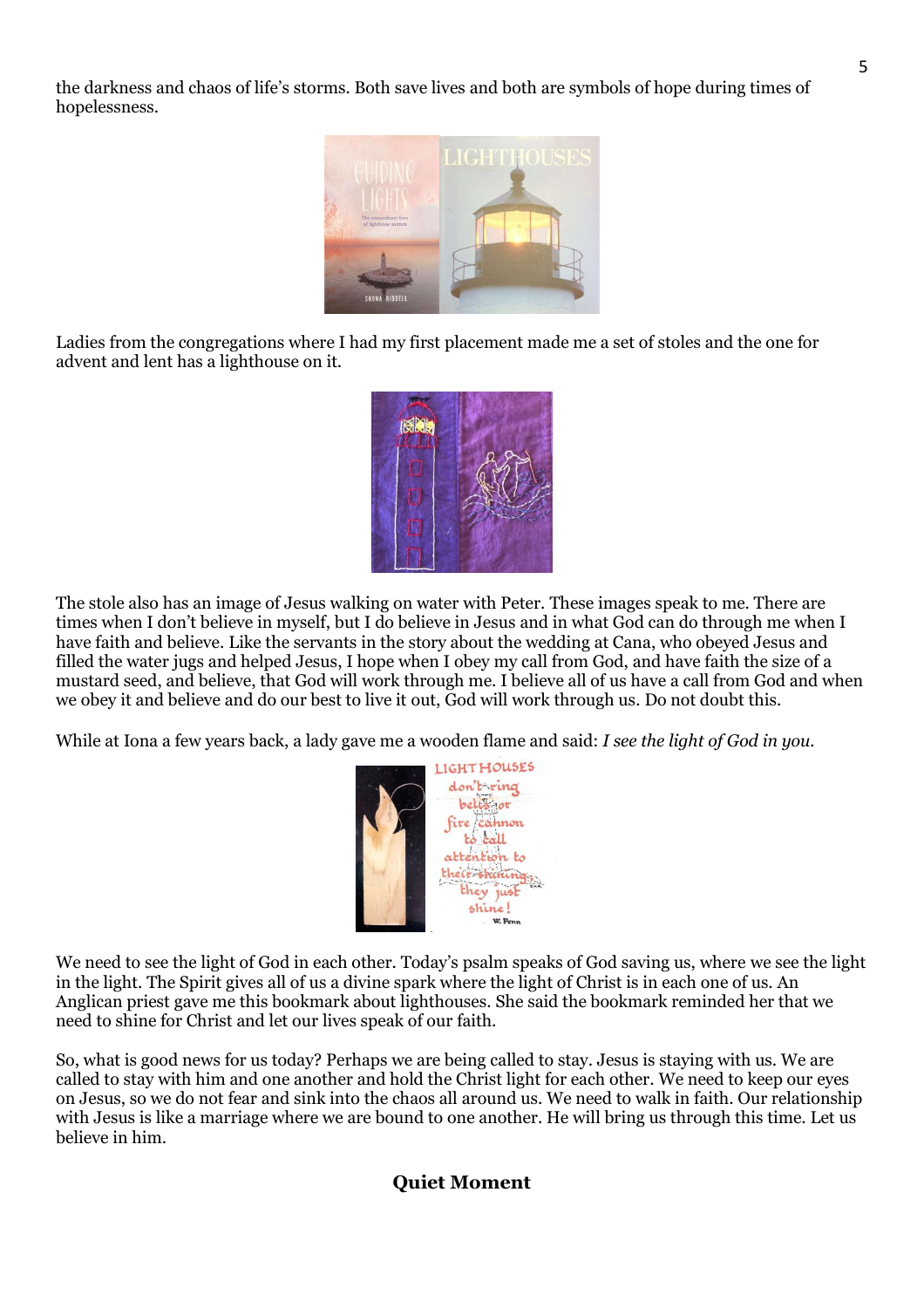the darkness and chaos of life's storms. Both save lives and both are symbols of hope during times of hopelessness.

Ladies from the congregations where I had my first placement made me a set of stoles and the one for advent and lent has a lighthouse on it.

The stole also has an image of Jesus walking on water with Peter. These images speak to me. There are times when I don't believe in myself, but I do believe in Jesus and in what God can do through me when I have faith and believe. Like the servants in the story about the wedding at Cana, who obeyed Jesus and filled the water jugs and helped Jesus, I hope when I obey my call from God, and have faith the size of a mustard seed, and believe, that God will work through me. I believe all of us have a call from God and when we obey it and believe and do our best to live it out, God will work through us. Do not doubt this.

While at Iona a few years back, a lady gave me a wooden flame and said: *I see the light of God in you.*

We need to see the light of God in each other. Today's psalm speaks of God saving us, where we see the light in the light. The Spirit gives all of us a divine spark where the light of Christ is in each one of us. An Anglican priest gave me this bookmark about lighthouses. She said the bookmark reminded her that we need to shine for Christ and let our lives speak of our faith.

So, what is good news for us today? Perhaps we are being called to stay. Jesus is staying with us. We are called to stay with him and one another and hold the Christ light for each other. We need to keep our eyes on Jesus, so we do not fear and sink into the chaos all around us. We need to walk in faith. Our relationship with Jesus is like a marriage where we are bound to one another. He will bring us through this time. Let us believe in him.

## Quiet Moment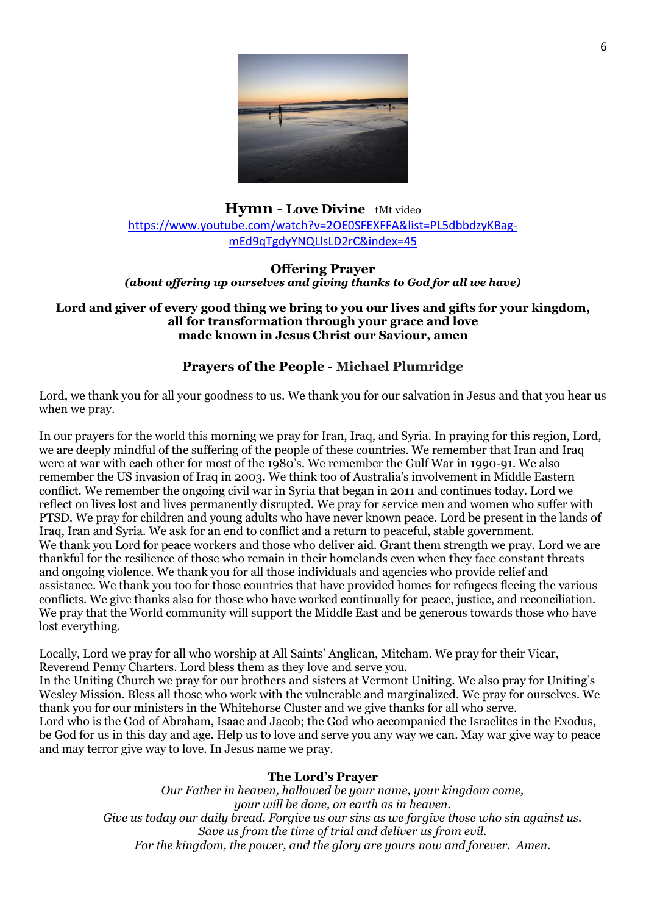**Hymn - Love Divine** tMt video
https://www.youtube.com/watch?v=2OE0SFEXFFA&list=PL5dbbdzyKBag-mEd9qTgdyYNQLlsLD2rC&index=45

**Offering Prayer**
***(about offering up ourselves and giving thanks to God for all we have)***

**Lord and giver of every good thing we bring to you our lives and gifts for your kingdom, all for transformation through your grace and love made known in Jesus Christ our Saviour, amen**

**Prayers of the People - Michael Plumridge**

Lord, we thank you for all your goodness to us. We thank you for our salvation in Jesus and that you hear us when we pray.

In our prayers for the world this morning we pray for Iran, Iraq, and Syria. In praying for this region, Lord, we are deeply mindful of the suffering of the people of these countries. We remember that Iran and Iraq were at war with each other for most of the 1980's. We remember the Gulf War in 1990-91. We also remember the US invasion of Iraq in 2003. We think too of Australia's involvement in Middle Eastern conflict. We remember the ongoing civil war in Syria that began in 2011 and continues today. Lord we reflect on lives lost and lives permanently disrupted. We pray for service men and women who suffer with PTSD. We pray for children and young adults who have never known peace. Lord be present in the lands of Iraq, Iran and Syria. We ask for an end to conflict and a return to peaceful, stable government.
We thank you Lord for peace workers and those who deliver aid. Grant them strength we pray. Lord we are thankful for the resilience of those who remain in their homelands even when they face constant threats and ongoing violence. We thank you for all those individuals and agencies who provide relief and assistance. We thank you too for those countries that have provided homes for refugees fleeing the various conflicts. We give thanks also for those who have worked continually for peace, justice, and reconciliation. We pray that the World community will support the Middle East and be generous towards those who have lost everything.

Locally, Lord we pray for all who worship at All Saints' Anglican, Mitcham. We pray for their Vicar, Reverend Penny Charters. Lord bless them as they love and serve you.
In the Uniting Church we pray for our brothers and sisters at Vermont Uniting. We also pray for Uniting's Wesley Mission. Bless all those who work with the vulnerable and marginalized. We pray for ourselves. We thank you for our ministers in the Whitehorse Cluster and we give thanks for all who serve.
Lord who is the God of Abraham, Isaac and Jacob; the God who accompanied the Israelites in the Exodus, be God for us in this day and age. Help us to love and serve you any way we can. May war give way to peace and may terror give way to love. In Jesus name we pray.

**The Lord's Prayer**

*Our Father in heaven, hallowed be your name, your kingdom come,*
*your will be done, on earth as in heaven.*
*Give us today our daily bread. Forgive us our sins as we forgive those who sin against us.*
*Save us from the time of trial and deliver us from evil.*
*For the kingdom, the power, and the glory are yours now and forever. Amen.*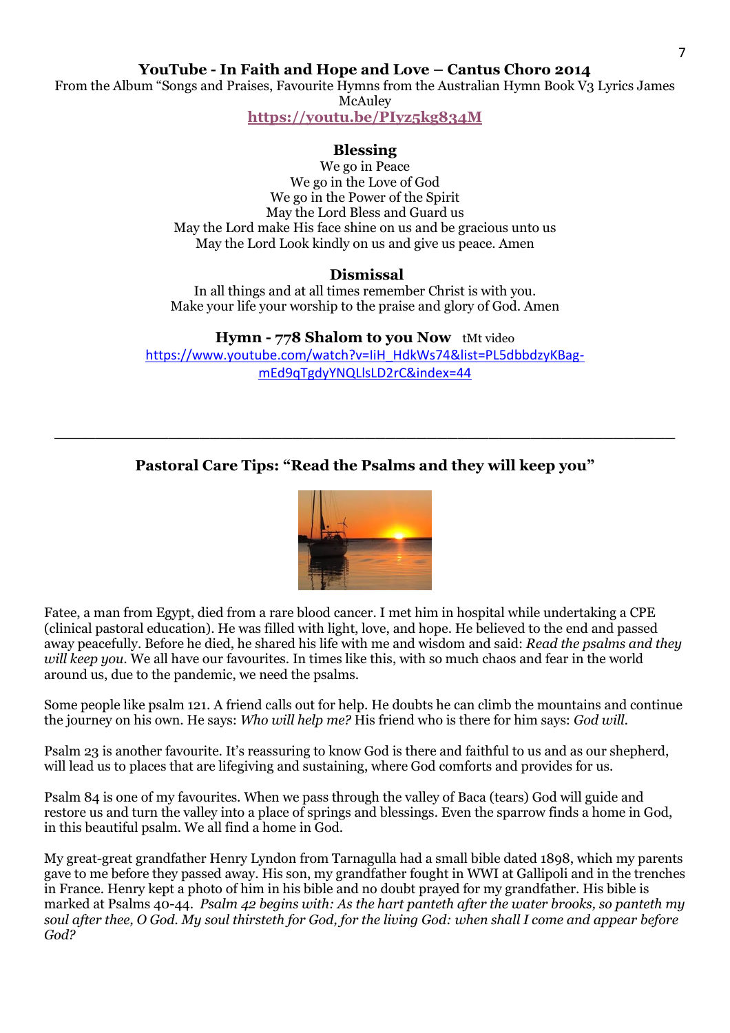**YouTube - In Faith and Hope and Love – Cantus Choro 2014**

From the Album "Songs and Praises, Favourite Hymns from the Australian Hymn Book V3 Lyrics James McAuley

**https://youtu.be/PIyz5kg834M**

**Blessing**

We go in Peace
We go in the Love of God
We go in the Power of the Spirit
May the Lord Bless and Guard us
May the Lord make His face shine on us and be gracious unto us
May the Lord Look kindly on us and give us peace. Amen

**Dismissal**

In all things and at all times remember Christ is with you.
Make your life your worship to the praise and glory of God. Amen

**Hymn - 778 Shalom to you Now** tMt video

https://www.youtube.com/watch?v=IiH_HdkWs74&list=PL5dbbdzyKBag-mEd9qTgdyYNQLlsLD2rC&index=44

---

**Pastoral Care Tips: "Read the Psalms and they will keep you"**

Fatee, a man from Egypt, died from a rare blood cancer. I met him in hospital while undertaking a CPE (clinical pastoral education). He was filled with light, love, and hope. He believed to the end and passed away peacefully. Before he died, he shared his life with me and wisdom and said: *Read the psalms and they will keep you.* We all have our favourites. In times like this, with so much chaos and fear in the world around us, due to the pandemic, we need the psalms.

Some people like psalm 121. A friend calls out for help. He doubts he can climb the mountains and continue the journey on his own. He says: *Who will help me?* His friend who is there for him says: *God will.*

Psalm 23 is another favourite. It's reassuring to know God is there and faithful to us and as our shepherd, will lead us to places that are lifegiving and sustaining, where God comforts and provides for us.

Psalm 84 is one of my favourites. When we pass through the valley of Baca (tears) God will guide and restore us and turn the valley into a place of springs and blessings. Even the sparrow finds a home in God, in this beautiful psalm. We all find a home in God.

My great-great grandfather Henry Lyndon from Tarnagulla had a small bible dated 1898, which my parents gave to me before they passed away. His son, my grandfather fought in WWI at Gallipoli and in the trenches in France. Henry kept a photo of him in his bible and no doubt prayed for my grandfather. His bible is marked at Psalms 40-44. *Psalm 42 begins with: As the hart panteth after the water brooks, so panteth my soul after thee, O God. My soul thirsteth for God, for the living God: when shall I come and appear before God?*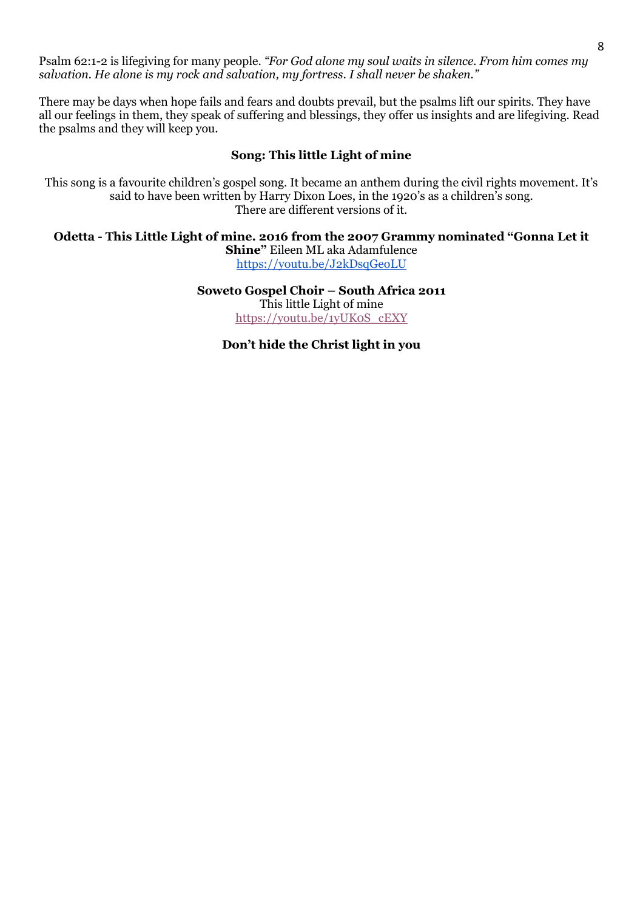Psalm 62:1-2 is lifegiving for many people. *"For God alone my soul waits in silence. From him comes my salvation. He alone is my rock and salvation, my fortress. I shall never be shaken."*

There may be days when hope fails and fears and doubts prevail, but the psalms lift our spirits. They have all our feelings in them, they speak of suffering and blessings, they offer us insights and are lifegiving. Read the psalms and they will keep you.

**Song: This little Light of mine**

This song is a favourite children's gospel song. It became an anthem during the civil rights movement. It's said to have been written by Harry Dixon Loes, in the 1920's as a children's song.
There are different versions of it.

**Odetta - This Little Light of mine. 2016 from the 2007 Grammy nominated "Gonna Let it Shine"** Eileen ML aka Adamfulence
https://youtu.be/J2kDsqGeoLU

**Soweto Gospel Choir – South Africa 2011**
This little Light of mine
https://youtu.be/1yUK0S_cEXY

**Don't hide the Christ light in you**